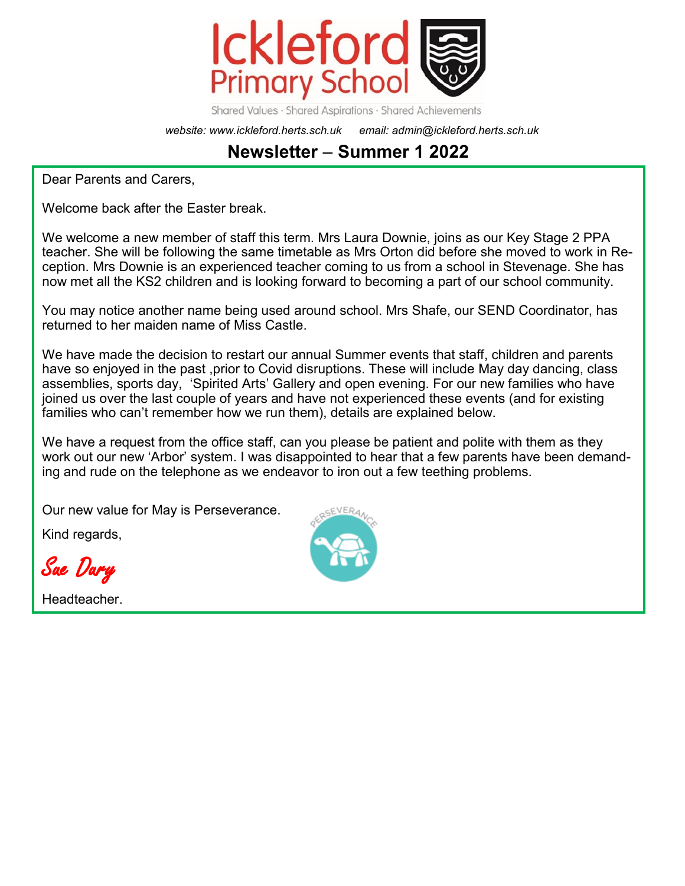# Ickleford Primary School

Shared Values · Shared Aspirations · Shared Achievements

*website: www.ickleford.herts.sch.uk* *email: admin@ickleford.herts.sch.uk*

## Newsletter – Summer 1 2022

Dear Parents and Carers,

Welcome back after the Easter break.

We welcome a new member of staff this term. Mrs Laura Downie, joins as our Key Stage 2 PPA teacher. She will be following the same timetable as Mrs Orton did before she moved to work in Reception. Mrs Downie is an experienced teacher coming to us from a school in Stevenage. She has now met all the KS2 children and is looking forward to becoming a part of our school community.

You may notice another name being used around school. Mrs Shafe, our SEND Coordinator, has returned to her maiden name of Miss Castle.

We have made the decision to restart our annual Summer events that staff, children and parents have so enjoyed in the past ,prior to Covid disruptions. These will include May day dancing, class assemblies, sports day, 'Spirited Arts' Gallery and open evening. For our new families who have joined us over the last couple of years and have not experienced these events (and for existing families who can't remember how we run them), details are explained below.

We have a request from the office staff, can you please be patient and polite with them as they work out our new 'Arbor' system. I was disappointed to hear that a few parents have been demanding and rude on the telephone as we endeavor to iron out a few teething problems.

Our new value for May is Perseverance.

PERSEVERANCE

Kind regards,

*Sue Dury*

Headteacher.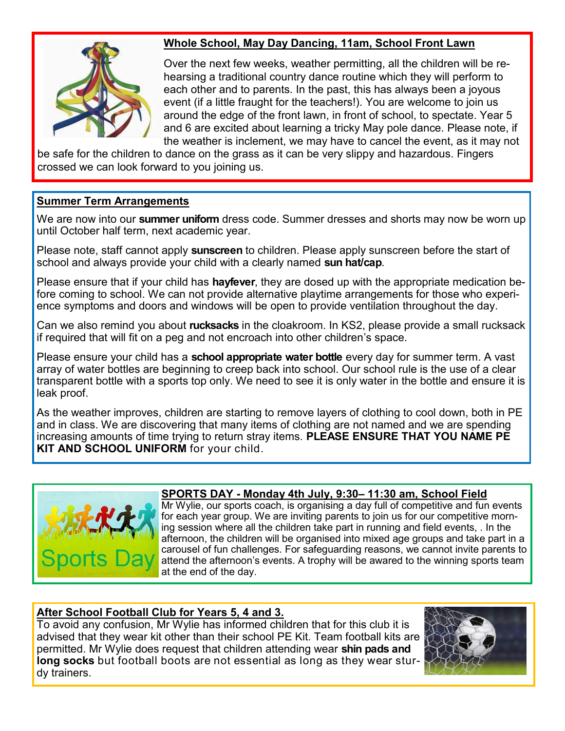## Whole School, May Day Dancing, 11am, School Front Lawn

Over the next few weeks, weather permitting, all the children will be rehearsing a traditional country dance routine which they will perform to each other and to parents. In the past, this has always been a joyous event (if a little fraught for the teachers!). You are welcome to join us around the edge of the front lawn, in front of school, to spectate. Year 5 and 6 are excited about learning a tricky May pole dance. Please note, if the weather is inclement, we may have to cancel the event, as it may not be safe for the children to dance on the grass as it can be very slippy and hazardous. Fingers crossed we can look forward to you joining us.

## Summer Term Arrangements

We are now into our **summer uniform** dress code. Summer dresses and shorts may now be worn up until October half term, next academic year.

Please note, staff cannot apply **sunscreen** to children. Please apply sunscreen before the start of school and always provide your child with a clearly named **sun hat/cap**.

Please ensure that if your child has **hayfever**, they are dosed up with the appropriate medication before coming to school. We can not provide alternative playtime arrangements for those who experience symptoms and doors and windows will be open to provide ventilation throughout the day.

Can we also remind you about **rucksacks** in the cloakroom. In KS2, please provide a small rucksack if required that will fit on a peg and not encroach into other children's space.

Please ensure your child has a **school appropriate water bottle** every day for summer term. A vast array of water bottles are beginning to creep back into school. Our school rule is the use of a clear transparent bottle with a sports top only. We need to see it is only water in the bottle and ensure it is leak proof.

As the weather improves, children are starting to remove layers of clothing to cool down, both in PE and in class. We are discovering that many items of clothing are not named and we are spending increasing amounts of time trying to return stray items. **PLEASE ENSURE THAT YOU NAME PE KIT AND SCHOOL UNIFORM** for your child.

## SPORTS DAY - Monday 4th July, 9:30– 11:30 am, School Field

Mr Wylie, our sports coach, is organising a day full of competitive and fun events for each year group. We are inviting parents to join us for our competitive morning session where all the children take part in running and field events, . In the afternoon, the children will be organised into mixed age groups and take part in a carousel of fun challenges. For safeguarding reasons, we cannot invite parents to attend the afternoon's events. A trophy will be awared to the winning sports team at the end of the day.

## After School Football Club for Years 5, 4 and 3.

To avoid any confusion, Mr Wylie has informed children that for this club it is advised that they wear kit other than their school PE Kit. Team football kits are permitted. Mr Wylie does request that children attending wear **shin pads and long socks** but football boots are not essential as long as they wear sturdy trainers.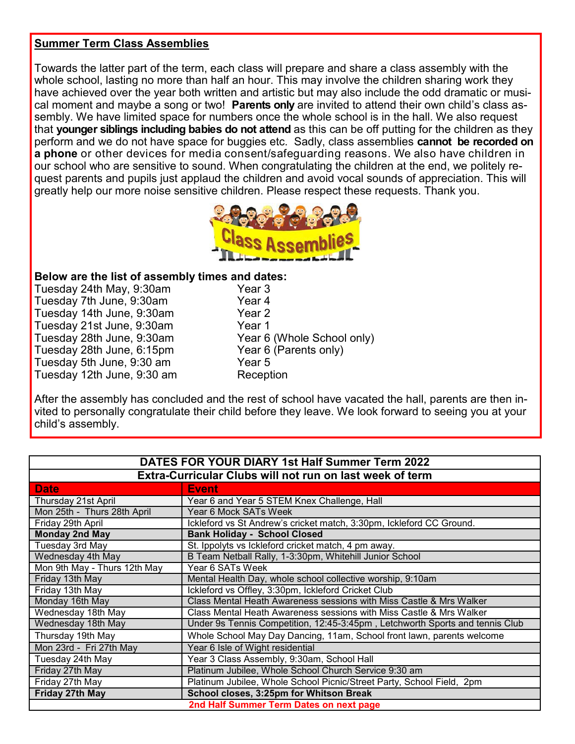**Summer Term Class Assemblies**

Towards the latter part of the term, each class will prepare and share a class assembly with the whole school, lasting no more than half an hour. This may involve the children sharing work they have achieved over the year both written and artistic but may also include the odd dramatic or musical moment and maybe a song or two! **Parents only** are invited to attend their own child's class assembly. We have limited space for numbers once the whole school is in the hall. We also request that **younger siblings including babies do not attend** as this can be off putting for the children as they perform and we do not have space for buggies etc. Sadly, class assemblies **cannot be recorded on a phone** or other devices for media consent/safeguarding reasons. We also have children in our school who are sensitive to sound. When congratulating the children at the end, we politely request parents and pupils just applaud the children and avoid vocal sounds of appreciation. This will greatly help our more noise sensitive children. Please respect these requests. Thank you.

**Below are the list of assembly times and dates:**

| | |
|---|---|
| Tuesday 24th May, 9:30am | Year 3 |
| Tuesday 7th June, 9:30am | Year 4 |
| Tuesday 14th June, 9:30am | Year 2 |
| Tuesday 21st June, 9:30am | Year 1 |
| Tuesday 28th June, 9:30am | Year 6 (Whole School only) |
| Tuesday 28th June, 6:15pm | Year 6 (Parents only) |
| Tuesday 5th June, 9:30 am | Year 5 |
| Tuesday 12th June, 9:30 am | Reception |

After the assembly has concluded and the rest of school have vacated the hall, parents are then invited to personally congratulate their child before they leave. We look forward to seeing you at your child's assembly.

**DATES FOR YOUR DIARY 1st Half Summer Term 2022**

**Extra-Curricular Clubs will not run on last week of term**

| Date | Event |
|---|---|
| Thursday 21st April | Year 6 and Year 5 STEM Knex Challenge, Hall |
| Mon 25th - Thurs 28th April | Year 6 Mock SATs Week |
| Friday 29th April | Ickleford vs St Andrew's cricket match, 3:30pm, Ickleford CC Ground. |
| **Monday 2nd May** | **Bank Holiday - School Closed** |
| Tuesday 3rd May | St. Ippolyts vs Ickleford cricket match, 4 pm away. |
| Wednesday 4th May | B Team Netball Rally, 1-3:30pm, Whitehill Junior School |
| Mon 9th May - Thurs 12th May | Year 6 SATs Week |
| Friday 13th May | Mental Health Day, whole school collective worship, 9:10am |
| Friday 13th May | Ickleford vs Offley, 3:30pm, Ickleford Cricket Club |
| Monday 16th May | Class Mental Heath Awareness sessions with Miss Castle & Mrs Walker |
| Wednesday 18th May | Class Mental Heath Awareness sessions with Miss Castle & Mrs Walker |
| Wednesday 18th May | Under 9s Tennis Competition, 12:45-3:45pm , Letchworth Sports and tennis Club |
| Thursday 19th May | Whole School May Day Dancing, 11am, School front lawn, parents welcome |
| Mon 23rd - Fri 27th May | Year 6 Isle of Wight residential |
| Tuesday 24th May | Year 3 Class Assembly, 9:30am, School Hall |
| Friday 27th May | Platinum Jubilee, Whole School Church Service 9:30 am |
| Friday 27th May | Platinum Jubilee, Whole School Picnic/Street Party, School Field, 2pm |
| **Friday 27th May** | **School closes, 3:25pm for Whitson Break** |

**2nd Half Summer Term Dates on next page**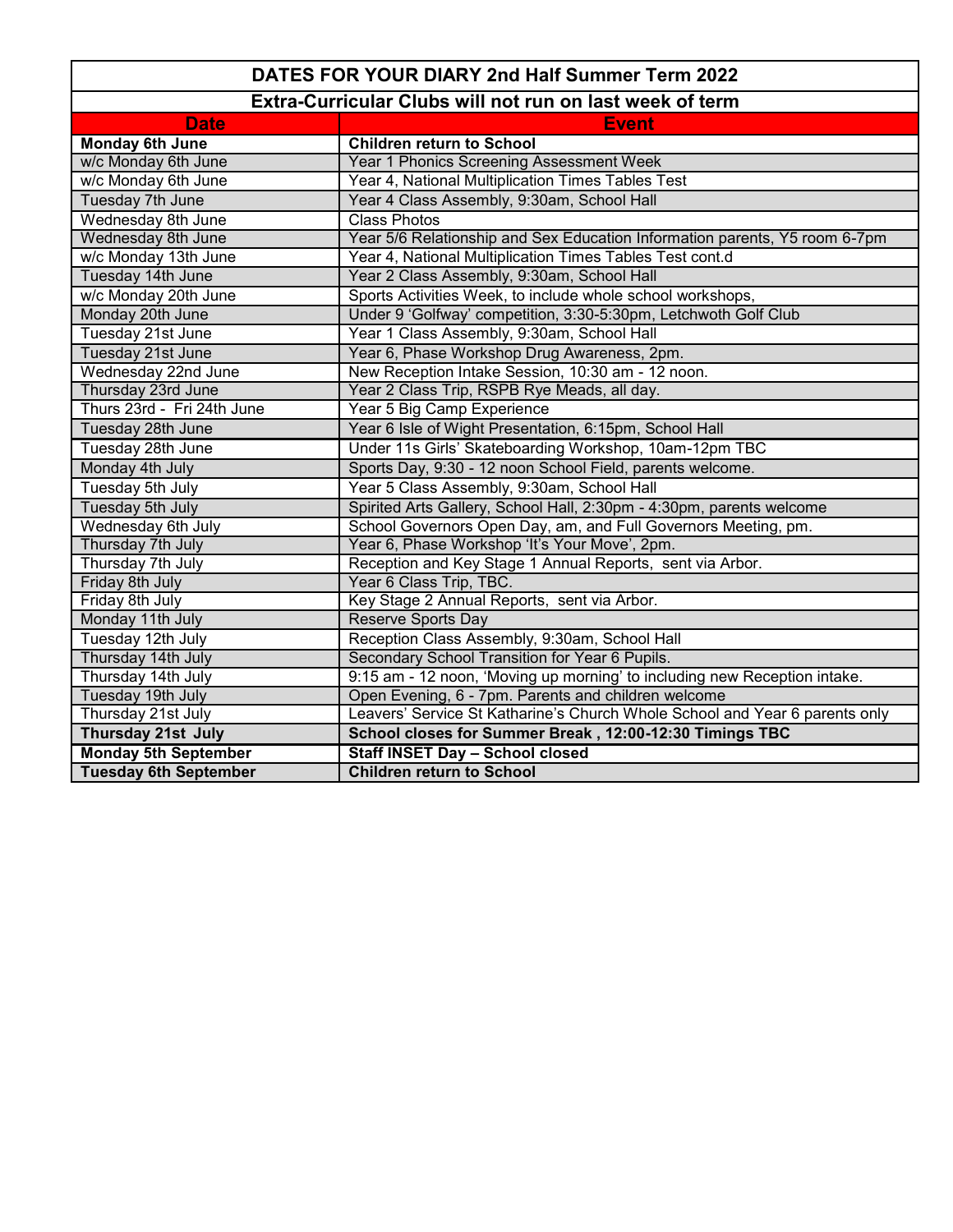## DATES FOR YOUR DIARY 2nd Half Summer Term 2022

**Extra-Curricular Clubs will not run on last week of term**

| Date | Event |
|---|---|
| **Monday 6th June** | **Children return to School** |
| w/c Monday 6th June | Year 1 Phonics Screening Assessment Week |
| w/c Monday 6th June | Year 4, National Multiplication Times Tables Test |
| Tuesday 7th June | Year 4 Class Assembly, 9:30am, School Hall |
| Wednesday 8th June | Class Photos |
| Wednesday 8th June | Year 5/6 Relationship and Sex Education Information parents, Y5 room 6-7pm |
| w/c Monday 13th June | Year 4, National Multiplication Times Tables Test cont.d |
| Tuesday 14th June | Year 2 Class Assembly, 9:30am, School Hall |
| w/c Monday 20th June | Sports Activities Week, to include whole school workshops, |
| Monday 20th June | Under 9 'Golfway' competition, 3:30-5:30pm, Letchwoth Golf Club |
| Tuesday 21st June | Year 1 Class Assembly, 9:30am, School Hall |
| Tuesday 21st June | Year 6, Phase Workshop Drug Awareness, 2pm. |
| Wednesday 22nd June | New Reception Intake Session, 10:30 am - 12 noon. |
| Thursday 23rd June | Year 2 Class Trip, RSPB Rye Meads, all day. |
| Thurs 23rd - Fri 24th June | Year 5 Big Camp Experience |
| Tuesday 28th June | Year 6 Isle of Wight Presentation, 6:15pm, School Hall |
| Tuesday 28th June | Under 11s Girls' Skateboarding Workshop, 10am-12pm TBC |
| Monday 4th July | Sports Day, 9:30 - 12 noon School Field, parents welcome. |
| Tuesday 5th July | Year 5 Class Assembly, 9:30am, School Hall |
| Tuesday 5th July | Spirited Arts Gallery, School Hall, 2:30pm - 4:30pm, parents welcome |
| Wednesday 6th July | School Governors Open Day, am, and Full Governors Meeting, pm. |
| Thursday 7th July | Year 6, Phase Workshop 'It's Your Move', 2pm. |
| Thursday 7th July | Reception and Key Stage 1 Annual Reports, sent via Arbor. |
| Friday 8th July | Year 6 Class Trip, TBC. |
| Friday 8th July | Key Stage 2 Annual Reports, sent via Arbor. |
| Monday 11th July | Reserve Sports Day |
| Tuesday 12th July | Reception Class Assembly, 9:30am, School Hall |
| Thursday 14th July | Secondary School Transition for Year 6 Pupils. |
| Thursday 14th July | 9:15 am - 12 noon, 'Moving up morning' to including new Reception intake. |
| Tuesday 19th July | Open Evening, 6 - 7pm. Parents and children welcome |
| Thursday 21st July | Leavers' Service St Katharine's Church Whole School and Year 6 parents only |
| **Thursday 21st July** | **School closes for Summer Break , 12:00-12:30 Timings TBC** |
| **Monday 5th September** | **Staff INSET Day – School closed** |
| **Tuesday 6th September** | **Children return to School** |